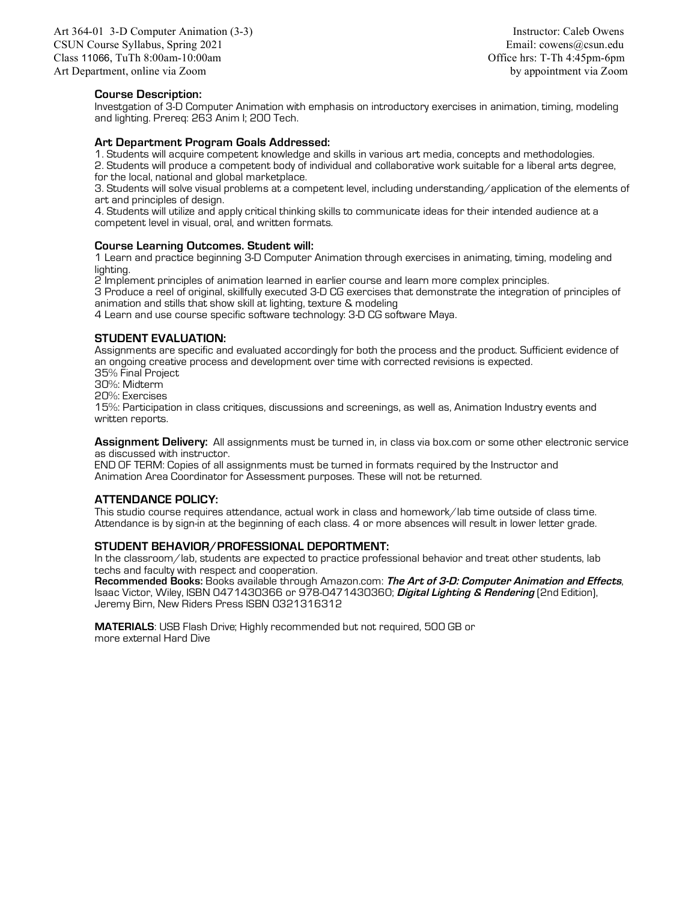Art 364-01 3-D Computer Animation (3-3)
CSUN Course Syllabus, Spring 2021
Class 11066, TuTh 8:00am-10:00am
Art Department, online via Zoom

Instructor: Caleb Owens
Email: cowens@csun.edu
Office hrs: T-Th 4:45pm-6pm
by appointment via Zoom

**Course Description:**
Investgation of 3-D Computer Animation with emphasis on introductory exercises in animation, timing, modeling and lighting. Prereq: 263 Anim I; 200 Tech.

**Art Department Program Goals Addressed:**
1. Students will acquire competent knowledge and skills in various art media, concepts and methodologies.
2. Students will produce a competent body of individual and collaborative work suitable for a liberal arts degree, for the local, national and global marketplace.
3. Students will solve visual problems at a competent level, including understanding/application of the elements of art and principles of design.
4. Students will utilize and apply critical thinking skills to communicate ideas for their intended audience at a competent level in visual, oral, and written formats.

**Course Learning Outcomes. Student will:**
1 Learn and practice beginning 3-D Computer Animation through exercises in animating, timing, modeling and lighting.
2 Implement principles of animation learned in earlier course and learn more complex principles.
3 Produce a reel of original, skillfully executed 3-D CG exercises that demonstrate the integration of principles of animation and stills that show skill at lighting, texture & modeling
4 Learn and use course specific software technology: 3-D CG software Maya.

**STUDENT EVALUATION:**
Assignments are specific and evaluated accordingly for both the process and the product. Sufficient evidence of an ongoing creative process and development over time with corrected revisions is expected.
35% Final Project
30%: Midterm
20%: Exercises
15%: Participation in class critiques, discussions and screenings, as well as, Animation Industry events and written reports.

**Assignment Delivery:** All assignments must be turned in, in class via box.com or some other electronic service as discussed with instructor.
END OF TERM: Copies of all assignments must be turned in formats required by the Instructor and Animation Area Coordinator for Assessment purposes. These will not be returned.

**ATTENDANCE POLICY:**
This studio course requires attendance, actual work in class and homework/lab time outside of class time. Attendance is by sign-in at the beginning of each class. 4 or more absences will result in lower letter grade.

**STUDENT BEHAVIOR/PROFESSIONAL DEPORTMENT:**
In the classroom/lab, students are expected to practice professional behavior and treat other students, lab techs and faculty with respect and cooperation.
**Recommended Books:** Books available through Amazon.com: ***The Art of 3-D: Computer Animation and Effects***, Isaac Victor, Wiley, ISBN 0471430366 or 978-0471430360; ***Digital Lighting & Rendering*** (2nd Edition), Jeremy Birn, New Riders Press ISBN 0321316312

**MATERIALS**: USB Flash Drive; Highly recommended but not required, 500 GB or more external Hard Dive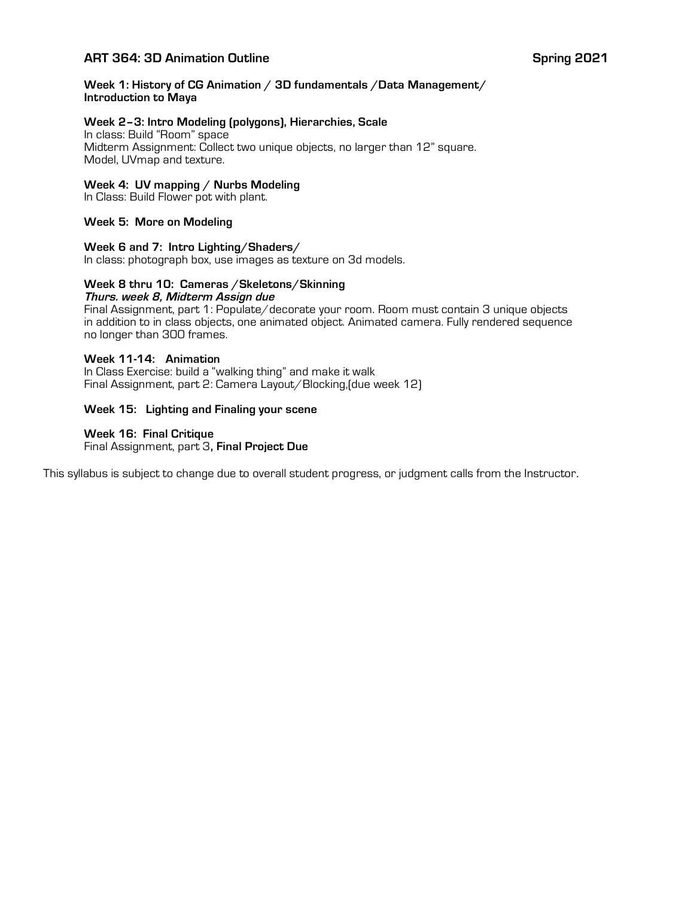## ART 364: 3D Animation Outline — Spring 2021

**Week 1: History of CG Animation / 3D fundamentals /Data Management/ Introduction to Maya**

**Week 2–3: Intro Modeling (polygons), Hierarchies, Scale**
In class: Build "Room" space
Midterm Assignment: Collect two unique objects, no larger than 12" square.
Model, UVmap and texture.

**Week 4: UV mapping / Nurbs Modeling**
In Class: Build Flower pot with plant.

**Week 5: More on Modeling**

**Week 6 and 7: Intro Lighting/Shaders/**
In class: photograph box, use images as texture on 3d models.

**Week 8 thru 10: Cameras /Skeletons/Skinning**
***Thurs. week 8, Midterm Assign due***
Final Assignment, part 1: Populate/decorate your room. Room must contain 3 unique objects in addition to in class objects, one animated object. Animated camera. Fully rendered sequence no longer than 300 frames.

**Week 11-14: Animation**
In Class Exercise: build a "walking thing" and make it walk
Final Assignment, part 2: Camera Layout/Blocking,(due week 12)

**Week 15: Lighting and Finaling your scene**

**Week 16: Final Critique**
Final Assignment, part 3**, Final Project Due**

This syllabus is subject to change due to overall student progress, or judgment calls from the Instructor.